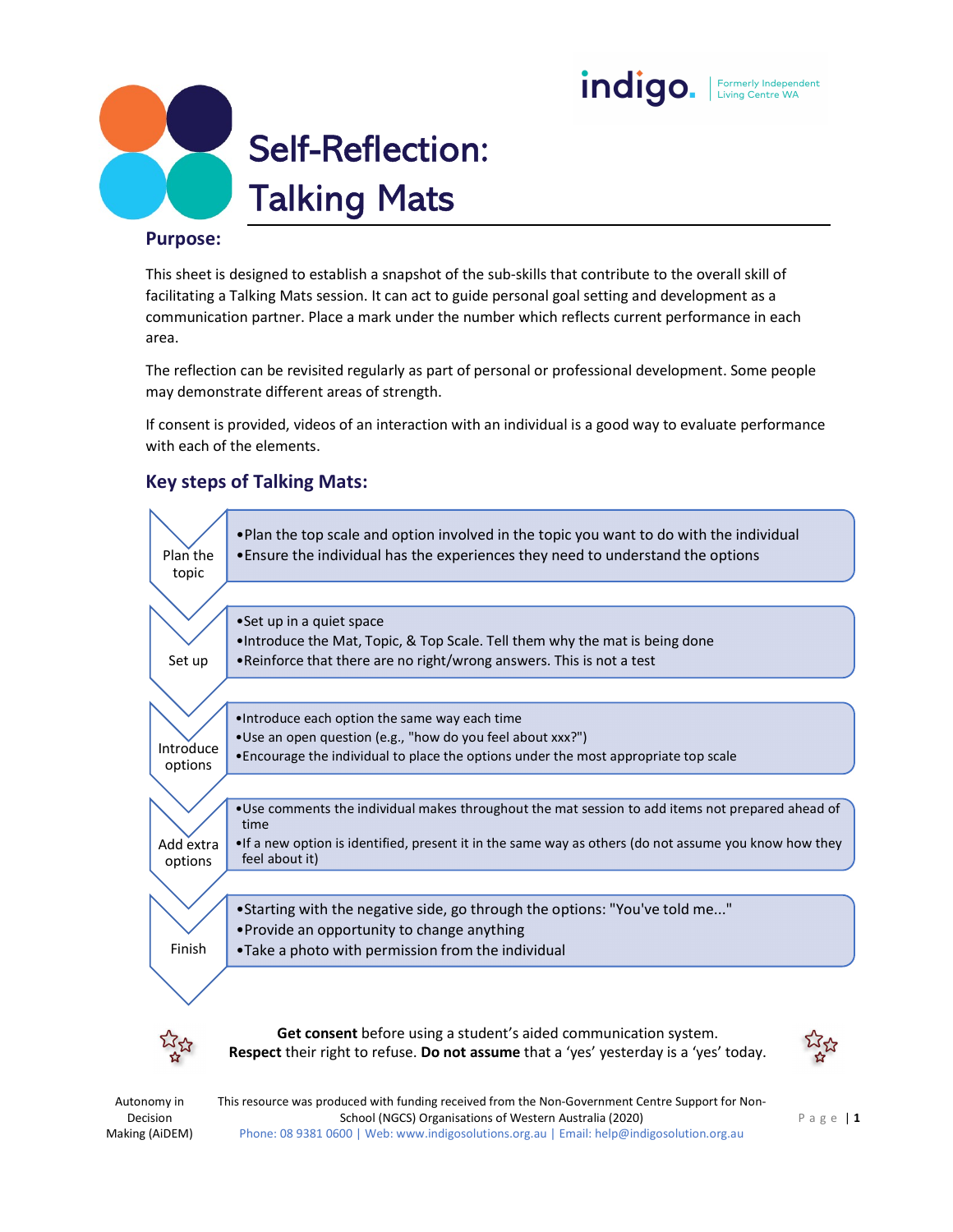# Self-Reflection: Talking Mats

## Purpose:

This sheet is designed to establish a snapshot of the sub-skills that contribute to the overall skill of facilitating a Talking Mats session. It can act to guide personal goal setting and development as a communication partner. Place a mark under the number which reflects current performance in each area.

The reflection can be revisited regularly as part of personal or professional development. Some people may demonstrate different areas of strength.

If consent is provided, videos of an interaction with an individual is a good way to evaluate performance with each of the elements.

## Key steps of Talking Mats:

| Step | Details |
|---|---|
| Plan the topic | • Plan the top scale and option involved in the topic you want to do with the individual<br>• Ensure the individual has the experiences they need to understand the options |
| Set up | • Set up in a quiet space<br>• Introduce the Mat, Topic, & Top Scale. Tell them why the mat is being done<br>• Reinforce that there are no right/wrong answers. This is not a test |
| Introduce options | • Introduce each option the same way each time<br>• Use an open question (e.g., "how do you feel about xxx?")<br>• Encourage the individual to place the options under the most appropriate top scale |
| Add extra options | • Use comments the individual makes throughout the mat session to add items not prepared ahead of time<br>• If a new option is identified, present it in the same way as others (do not assume you know how they feel about it) |
| Finish | • Starting with the negative side, go through the options: "You've told me..."<br>• Provide an opportunity to change anything<br>• Take a photo with permission from the individual |

**Get consent** before using a student's aided communication system.
**Respect** their right to refuse. **Do not assume** that a 'yes' yesterday is a 'yes' today.

Autonomy in Decision Making (AiDEM)

This resource was produced with funding received from the Non-Government Centre Support for Non-School (NGCS) Organisations of Western Australia (2020)
Phone: 08 9381 0600 | Web: www.indigosolutions.org.au | Email: help@indigosolution.org.au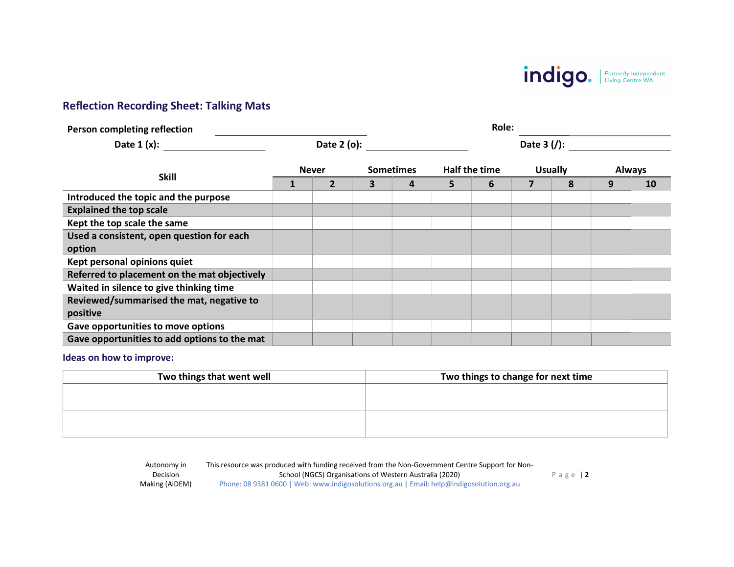## Reflection Recording Sheet: Talking Mats

**Person completing reflection** ______________________ **Role:** ______________________

**Date 1 (x):** ______________ **Date 2 (o):** ______________ **Date 3 (/):** ______________

| Skill | Never | | Sometimes | | Half the time | | Usually | | Always | |
|---|---|---|---|---|---|---|---|---|---|---|
| | 1 | 2 | 3 | 4 | 5 | 6 | 7 | 8 | 9 | 10 |
| Introduced the topic and the purpose | | | | | | | | | | |
| Explained the top scale | | | | | | | | | | |
| Kept the top scale the same | | | | | | | | | | |
| Used a consistent, open question for each option | | | | | | | | | | |
| Kept personal opinions quiet | | | | | | | | | | |
| Referred to placement on the mat objectively | | | | | | | | | | |
| Waited in silence to give thinking time | | | | | | | | | | |
| Reviewed/summarised the mat, negative to positive | | | | | | | | | | |
| Gave opportunities to move options | | | | | | | | | | |
| Gave opportunities to add options to the mat | | | | | | | | | | |

### Ideas on how to improve:

| Two things that went well | Two things to change for next time |
|---|---|
| | |
| | |

Autonomy in Decision Making (AiDEM)

This resource was produced with funding received from the Non-Government Centre Support for Non-School (NGCS) Organisations of Western Australia (2020)

Phone: 08 9381 0600 | Web: www.indigosolutions.org.au | Email: help@indigosolution.org.au